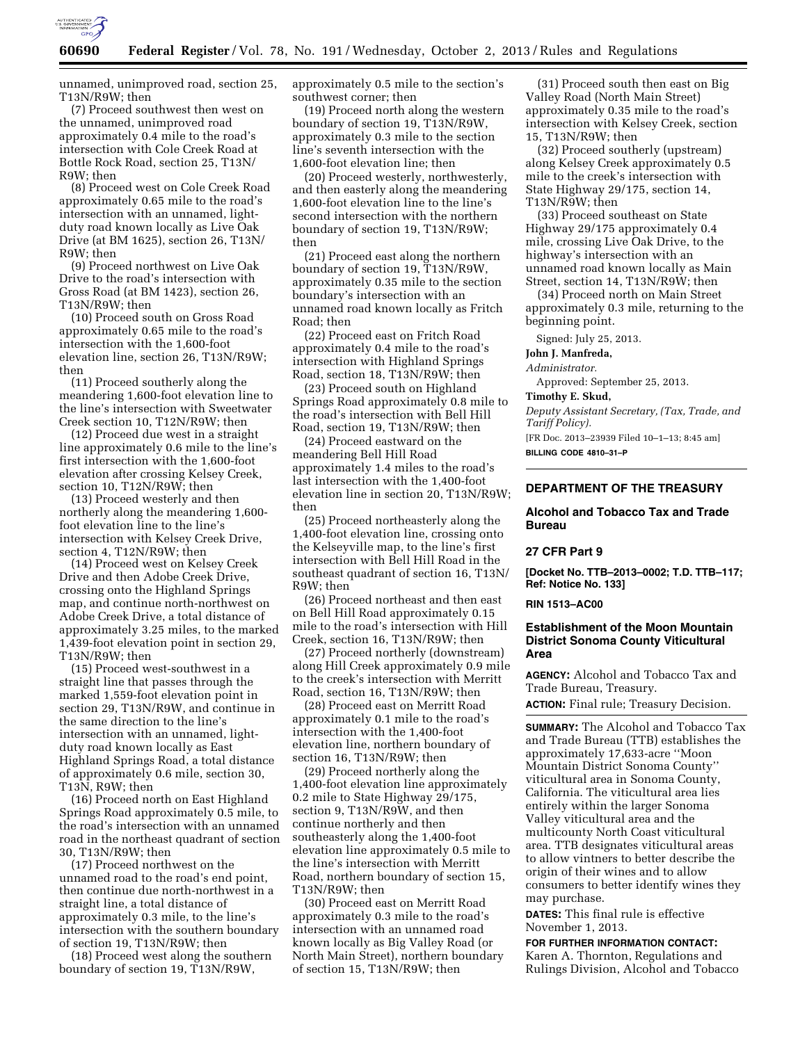unnamed, unimproved road, section 25, T13N/R9W; then

(7) Proceed southwest then west on the unnamed, unimproved road approximately 0.4 mile to the road's intersection with Cole Creek Road at Bottle Rock Road, section 25, T13N/R9W; then

(8) Proceed west on Cole Creek Road approximately 0.65 mile to the road's intersection with an unnamed, light-duty road known locally as Live Oak Drive (at BM 1625), section 26, T13N/R9W; then

(9) Proceed northwest on Live Oak Drive to the road's intersection with Gross Road (at BM 1423), section 26, T13N/R9W; then

(10) Proceed south on Gross Road approximately 0.65 mile to the road's intersection with the 1,600-foot elevation line, section 26, T13N/R9W; then

(11) Proceed southerly along the meandering 1,600-foot elevation line to the line's intersection with Sweetwater Creek section 10, T12N/R9W; then

(12) Proceed due west in a straight line approximately 0.6 mile to the line's first intersection with the 1,600-foot elevation after crossing Kelsey Creek, section 10, T12N/R9W; then

(13) Proceed westerly and then northerly along the meandering 1,600-foot elevation line to the line's intersection with Kelsey Creek Drive, section 4, T12N/R9W; then

(14) Proceed west on Kelsey Creek Drive and then Adobe Creek Drive, crossing onto the Highland Springs map, and continue north-northwest on Adobe Creek Drive, a total distance of approximately 3.25 miles, to the marked 1,439-foot elevation point in section 29, T13N/R9W; then

(15) Proceed west-southwest in a straight line that passes through the marked 1,559-foot elevation point in section 29, T13N/R9W, and continue in the same direction to the line's intersection with an unnamed, light-duty road known locally as East Highland Springs Road, a total distance of approximately 0.6 mile, section 30, T13N, R9W; then

(16) Proceed north on East Highland Springs Road approximately 0.5 mile, to the road's intersection with an unnamed road in the northeast quadrant of section 30, T13N/R9W; then

(17) Proceed northwest on the unnamed road to the road's end point, then continue due north-northwest in a straight line, a total distance of approximately 0.3 mile, to the line's intersection with the southern boundary of section 19, T13N/R9W; then

(18) Proceed west along the southern boundary of section 19, T13N/R9W, approximately 0.5 mile to the section's southwest corner; then

(19) Proceed north along the western boundary of section 19, T13N/R9W, approximately 0.3 mile to the section line's seventh intersection with the 1,600-foot elevation line; then

(20) Proceed westerly, northwesterly, and then easterly along the meandering 1,600-foot elevation line to the line's second intersection with the northern boundary of section 19, T13N/R9W; then

(21) Proceed east along the northern boundary of section 19, T13N/R9W, approximately 0.35 mile to the section boundary's intersection with an unnamed road known locally as Fritch Road; then

(22) Proceed east on Fritch Road approximately 0.4 mile to the road's intersection with Highland Springs Road, section 18, T13N/R9W; then

(23) Proceed south on Highland Springs Road approximately 0.8 mile to the road's intersection with Bell Hill Road, section 19, T13N/R9W; then

(24) Proceed eastward on the meandering Bell Hill Road approximately 1.4 miles to the road's last intersection with the 1,400-foot elevation line in section 20, T13N/R9W; then

(25) Proceed northeasterly along the 1,400-foot elevation line, crossing onto the Kelseyville map, to the line's first intersection with Bell Hill Road in the southeast quadrant of section 16, T13N/R9W; then

(26) Proceed northeast and then east on Bell Hill Road approximately 0.15 mile to the road's intersection with Hill Creek, section 16, T13N/R9W; then

(27) Proceed northerly (downstream) along Hill Creek approximately 0.9 mile to the creek's intersection with Merritt Road, section 16, T13N/R9W; then

(28) Proceed east on Merritt Road approximately 0.1 mile to the road's intersection with the 1,400-foot elevation line, northern boundary of section 16, T13N/R9W; then

(29) Proceed northerly along the 1,400-foot elevation line approximately 0.2 mile to State Highway 29/175, section 9, T13N/R9W, and then continue northerly and then southeasterly along the 1,400-foot elevation line approximately 0.5 mile to the line's intersection with Merritt Road, northern boundary of section 15, T13N/R9W; then

(30) Proceed east on Merritt Road approximately 0.3 mile to the road's intersection with an unnamed road known locally as Big Valley Road (or North Main Street), northern boundary of section 15, T13N/R9W; then

(31) Proceed south then east on Big Valley Road (North Main Street) approximately 0.35 mile to the road's intersection with Kelsey Creek, section 15, T13N/R9W; then

(32) Proceed southerly (upstream) along Kelsey Creek approximately 0.5 mile to the creek's intersection with State Highway 29/175, section 14, T13N/R9W; then

(33) Proceed southeast on State Highway 29/175 approximately 0.4 mile, crossing Live Oak Drive, to the highway's intersection with an unnamed road known locally as Main Street, section 14, T13N/R9W; then

(34) Proceed north on Main Street approximately 0.3 mile, returning to the beginning point.

Signed: July 25, 2013.

**John J. Manfreda,**

*Administrator.*

Approved: September 25, 2013.

**Timothy E. Skud,**

*Deputy Assistant Secretary, (Tax, Trade, and Tariff Policy).*

[FR Doc. 2013–23939 Filed 10–1–13; 8:45 am]

**BILLING CODE 4810–31–P**

---

## DEPARTMENT OF THE TREASURY

### Alcohol and Tobacco Tax and Trade Bureau

### 27 CFR Part 9

**[Docket No. TTB–2013–0002; T.D. TTB–117; Ref: Notice No. 133]**

**RIN 1513–AC00**

### Establishment of the Moon Mountain District Sonoma County Viticultural Area

**AGENCY:** Alcohol and Tobacco Tax and Trade Bureau, Treasury.

**ACTION:** Final rule; Treasury Decision.

**SUMMARY:** The Alcohol and Tobacco Tax and Trade Bureau (TTB) establishes the approximately 17,633-acre ''Moon Mountain District Sonoma County'' viticultural area in Sonoma County, California. The viticultural area lies entirely within the larger Sonoma Valley viticultural area and the multicounty North Coast viticultural area. TTB designates viticultural areas to allow vintners to better describe the origin of their wines and to allow consumers to better identify wines they may purchase.

**DATES:** This final rule is effective November 1, 2013.

**FOR FURTHER INFORMATION CONTACT:** Karen A. Thornton, Regulations and Rulings Division, Alcohol and Tobacco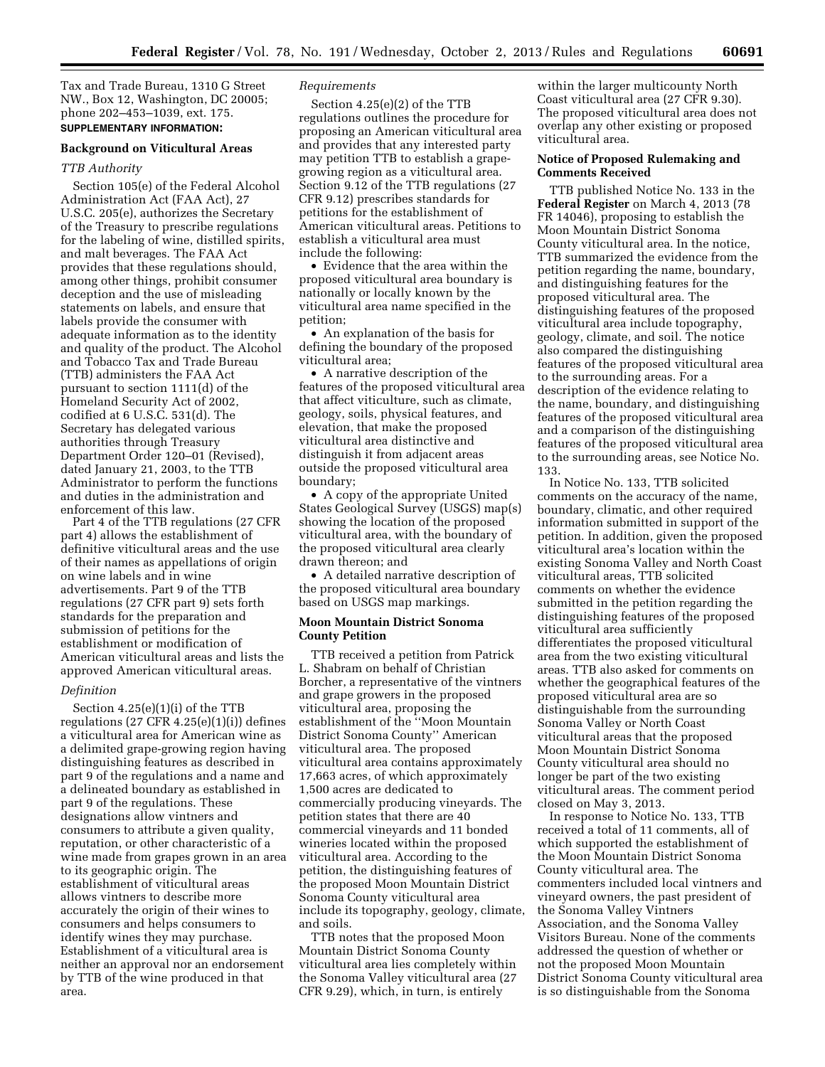Tax and Trade Bureau, 1310 G Street NW., Box 12, Washington, DC 20005; phone 202–453–1039, ext. 175.

**SUPPLEMENTARY INFORMATION:**

## Background on Viticultural Areas

### *TTB Authority*

Section 105(e) of the Federal Alcohol Administration Act (FAA Act), 27 U.S.C. 205(e), authorizes the Secretary of the Treasury to prescribe regulations for the labeling of wine, distilled spirits, and malt beverages. The FAA Act provides that these regulations should, among other things, prohibit consumer deception and the use of misleading statements on labels, and ensure that labels provide the consumer with adequate information as to the identity and quality of the product. The Alcohol and Tobacco Tax and Trade Bureau (TTB) administers the FAA Act pursuant to section 1111(d) of the Homeland Security Act of 2002, codified at 6 U.S.C. 531(d). The Secretary has delegated various authorities through Treasury Department Order 120–01 (Revised), dated January 21, 2003, to the TTB Administrator to perform the functions and duties in the administration and enforcement of this law.

Part 4 of the TTB regulations (27 CFR part 4) allows the establishment of definitive viticultural areas and the use of their names as appellations of origin on wine labels and in wine advertisements. Part 9 of the TTB regulations (27 CFR part 9) sets forth standards for the preparation and submission of petitions for the establishment or modification of American viticultural areas and lists the approved American viticultural areas.

### *Definition*

Section 4.25(e)(1)(i) of the TTB regulations (27 CFR 4.25(e)(1)(i)) defines a viticultural area for American wine as a delimited grape-growing region having distinguishing features as described in part 9 of the regulations and a name and a delineated boundary as established in part 9 of the regulations. These designations allow vintners and consumers to attribute a given quality, reputation, or other characteristic of a wine made from grapes grown in an area to its geographic origin. The establishment of viticultural areas allows vintners to describe more accurately the origin of their wines to consumers and helps consumers to identify wines they may purchase. Establishment of a viticultural area is neither an approval nor an endorsement by TTB of the wine produced in that area.

### *Requirements*

Section 4.25(e)(2) of the TTB regulations outlines the procedure for proposing an American viticultural area and provides that any interested party may petition TTB to establish a grape-growing region as a viticultural area. Section 9.12 of the TTB regulations (27 CFR 9.12) prescribes standards for petitions for the establishment of American viticultural areas. Petitions to establish a viticultural area must include the following:

- Evidence that the area within the proposed viticultural area boundary is nationally or locally known by the viticultural area name specified in the petition;
- An explanation of the basis for defining the boundary of the proposed viticultural area;
- A narrative description of the features of the proposed viticultural area that affect viticulture, such as climate, geology, soils, physical features, and elevation, that make the proposed viticultural area distinctive and distinguish it from adjacent areas outside the proposed viticultural area boundary;
- A copy of the appropriate United States Geological Survey (USGS) map(s) showing the location of the proposed viticultural area, with the boundary of the proposed viticultural area clearly drawn thereon; and
- A detailed narrative description of the proposed viticultural area boundary based on USGS map markings.

## Moon Mountain District Sonoma County Petition

TTB received a petition from Patrick L. Shabram on behalf of Christian Borcher, a representative of the vintners and grape growers in the proposed viticultural area, proposing the establishment of the ''Moon Mountain District Sonoma County'' American viticultural area. The proposed viticultural area contains approximately 17,663 acres, of which approximately 1,500 acres are dedicated to commercially producing vineyards. The petition states that there are 40 commercial vineyards and 11 bonded wineries located within the proposed viticultural area. According to the petition, the distinguishing features of the proposed Moon Mountain District Sonoma County viticultural area include its topography, geology, climate, and soils.

TTB notes that the proposed Moon Mountain District Sonoma County viticultural area lies completely within the Sonoma Valley viticultural area (27 CFR 9.29), which, in turn, is entirely within the larger multicounty North Coast viticultural area (27 CFR 9.30). The proposed viticultural area does not overlap any other existing or proposed viticultural area.

## Notice of Proposed Rulemaking and Comments Received

TTB published Notice No. 133 in the **Federal Register** on March 4, 2013 (78 FR 14046), proposing to establish the Moon Mountain District Sonoma County viticultural area. In the notice, TTB summarized the evidence from the petition regarding the name, boundary, and distinguishing features for the proposed viticultural area. The distinguishing features of the proposed viticultural area include topography, geology, climate, and soil. The notice also compared the distinguishing features of the proposed viticultural area to the surrounding areas. For a description of the evidence relating to the name, boundary, and distinguishing features of the proposed viticultural area and a comparison of the distinguishing features of the proposed viticultural area to the surrounding areas, see Notice No. 133.

In Notice No. 133, TTB solicited comments on the accuracy of the name, boundary, climatic, and other required information submitted in support of the petition. In addition, given the proposed viticultural area's location within the existing Sonoma Valley and North Coast viticultural areas, TTB solicited comments on whether the evidence submitted in the petition regarding the distinguishing features of the proposed viticultural area sufficiently differentiates the proposed viticultural area from the two existing viticultural areas. TTB also asked for comments on whether the geographical features of the proposed viticultural area are so distinguishable from the surrounding Sonoma Valley or North Coast viticultural areas that the proposed Moon Mountain District Sonoma County viticultural area should no longer be part of the two existing viticultural areas. The comment period closed on May 3, 2013.

In response to Notice No. 133, TTB received a total of 11 comments, all of which supported the establishment of the Moon Mountain District Sonoma County viticultural area. The commenters included local vintners and vineyard owners, the past president of the Sonoma Valley Vintners Association, and the Sonoma Valley Visitors Bureau. None of the comments addressed the question of whether or not the proposed Moon Mountain District Sonoma County viticultural area is so distinguishable from the Sonoma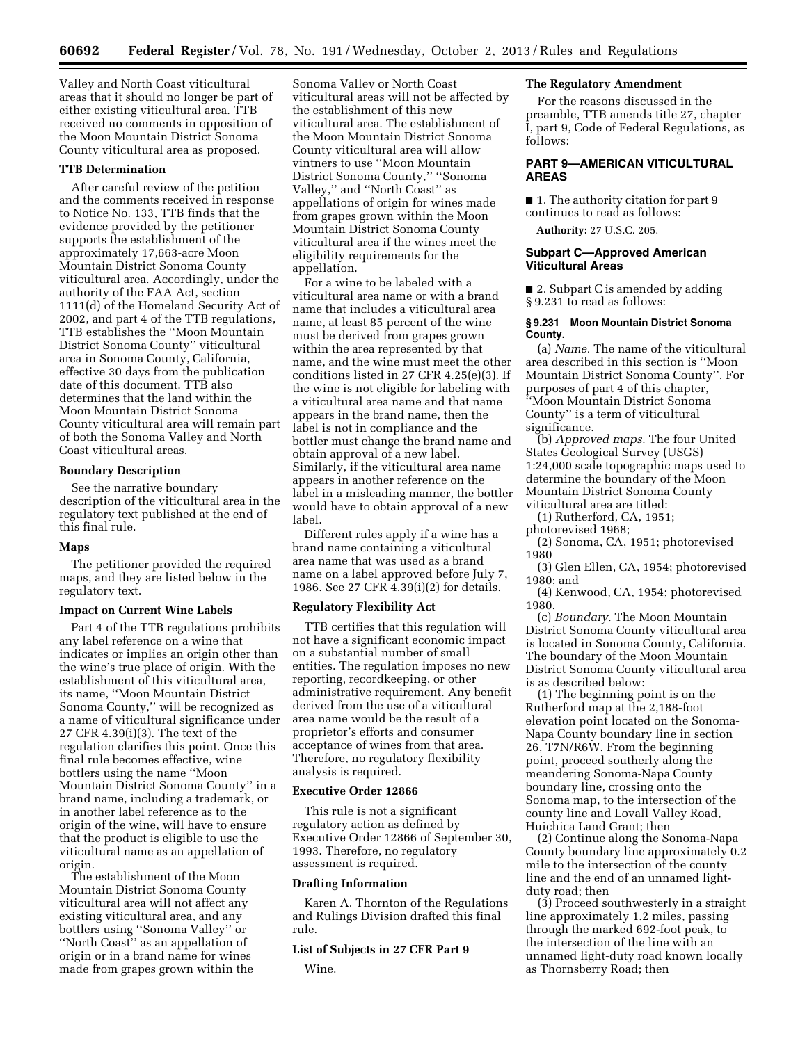Valley and North Coast viticultural areas that it should no longer be part of either existing viticultural area. TTB received no comments in opposition of the Moon Mountain District Sonoma County viticultural area as proposed.

### TTB Determination

After careful review of the petition and the comments received in response to Notice No. 133, TTB finds that the evidence provided by the petitioner supports the establishment of the approximately 17,663-acre Moon Mountain District Sonoma County viticultural area. Accordingly, under the authority of the FAA Act, section 1111(d) of the Homeland Security Act of 2002, and part 4 of the TTB regulations, TTB establishes the ''Moon Mountain District Sonoma County'' viticultural area in Sonoma County, California, effective 30 days from the publication date of this document. TTB also determines that the land within the Moon Mountain District Sonoma County viticultural area will remain part of both the Sonoma Valley and North Coast viticultural areas.

### Boundary Description

See the narrative boundary description of the viticultural area in the regulatory text published at the end of this final rule.

### Maps

The petitioner provided the required maps, and they are listed below in the regulatory text.

### Impact on Current Wine Labels

Part 4 of the TTB regulations prohibits any label reference on a wine that indicates or implies an origin other than the wine's true place of origin. With the establishment of this viticultural area, its name, ''Moon Mountain District Sonoma County,'' will be recognized as a name of viticultural significance under 27 CFR 4.39(i)(3). The text of the regulation clarifies this point. Once this final rule becomes effective, wine bottlers using the name ''Moon Mountain District Sonoma County'' in a brand name, including a trademark, or in another label reference as to the origin of the wine, will have to ensure that the product is eligible to use the viticultural name as an appellation of origin.

The establishment of the Moon Mountain District Sonoma County viticultural area will not affect any existing viticultural area, and any bottlers using ''Sonoma Valley'' or ''North Coast'' as an appellation of origin or in a brand name for wines made from grapes grown within the Sonoma Valley or North Coast viticultural areas will not be affected by the establishment of this new viticultural area. The establishment of the Moon Mountain District Sonoma County viticultural area will allow vintners to use ''Moon Mountain District Sonoma County,'' ''Sonoma Valley,'' and ''North Coast'' as appellations of origin for wines made from grapes grown within the Moon Mountain District Sonoma County viticultural area if the wines meet the eligibility requirements for the appellation.

For a wine to be labeled with a viticultural area name or with a brand name that includes a viticultural area name, at least 85 percent of the wine must be derived from grapes grown within the area represented by that name, and the wine must meet the other conditions listed in 27 CFR 4.25(e)(3). If the wine is not eligible for labeling with a viticultural area name and that name appears in the brand name, then the label is not in compliance and the bottler must change the brand name and obtain approval of a new label. Similarly, if the viticultural area name appears in another reference on the label in a misleading manner, the bottler would have to obtain approval of a new label.

Different rules apply if a wine has a brand name containing a viticultural area name that was used as a brand name on a label approved before July 7, 1986. See 27 CFR 4.39(i)(2) for details.

### Regulatory Flexibility Act

TTB certifies that this regulation will not have a significant economic impact on a substantial number of small entities. The regulation imposes no new reporting, recordkeeping, or other administrative requirement. Any benefit derived from the use of a viticultural area name would be the result of a proprietor's efforts and consumer acceptance of wines from that area. Therefore, no regulatory flexibility analysis is required.

### Executive Order 12866

This rule is not a significant regulatory action as defined by Executive Order 12866 of September 30, 1993. Therefore, no regulatory assessment is required.

### Drafting Information

Karen A. Thornton of the Regulations and Rulings Division drafted this final rule.

### List of Subjects in 27 CFR Part 9

Wine.

### The Regulatory Amendment

For the reasons discussed in the preamble, TTB amends title 27, chapter I, part 9, Code of Federal Regulations, as follows:

## PART 9—AMERICAN VITICULTURAL AREAS

■ 1. The authority citation for part 9 continues to read as follows:

**Authority:** 27 U.S.C. 205.

### Subpart C—Approved American Viticultural Areas

■ 2. Subpart C is amended by adding § 9.231 to read as follows:

**§ 9.231 Moon Mountain District Sonoma County.**

(a) *Name.* The name of the viticultural area described in this section is ''Moon Mountain District Sonoma County''. For purposes of part 4 of this chapter, ''Moon Mountain District Sonoma County'' is a term of viticultural significance.

(b) *Approved maps.* The four United States Geological Survey (USGS) 1:24,000 scale topographic maps used to determine the boundary of the Moon Mountain District Sonoma County viticultural area are titled:

(1) Rutherford, CA, 1951; photorevised 1968;

(2) Sonoma, CA, 1951; photorevised 1980

(3) Glen Ellen, CA, 1954; photorevised 1980; and

(4) Kenwood, CA, 1954; photorevised 1980.

(c) *Boundary.* The Moon Mountain District Sonoma County viticultural area is located in Sonoma County, California. The boundary of the Moon Mountain District Sonoma County viticultural area is as described below:

(1) The beginning point is on the Rutherford map at the 2,188-foot elevation point located on the Sonoma-Napa County boundary line in section 26, T7N/R6W. From the beginning point, proceed southerly along the meandering Sonoma-Napa County boundary line, crossing onto the Sonoma map, to the intersection of the county line and Lovall Valley Road, Huichica Land Grant; then

(2) Continue along the Sonoma-Napa County boundary line approximately 0.2 mile to the intersection of the county line and the end of an unnamed light-duty road; then

(3) Proceed southwesterly in a straight line approximately 1.2 miles, passing through the marked 692-foot peak, to the intersection of the line with an unnamed light-duty road known locally as Thornsberry Road; then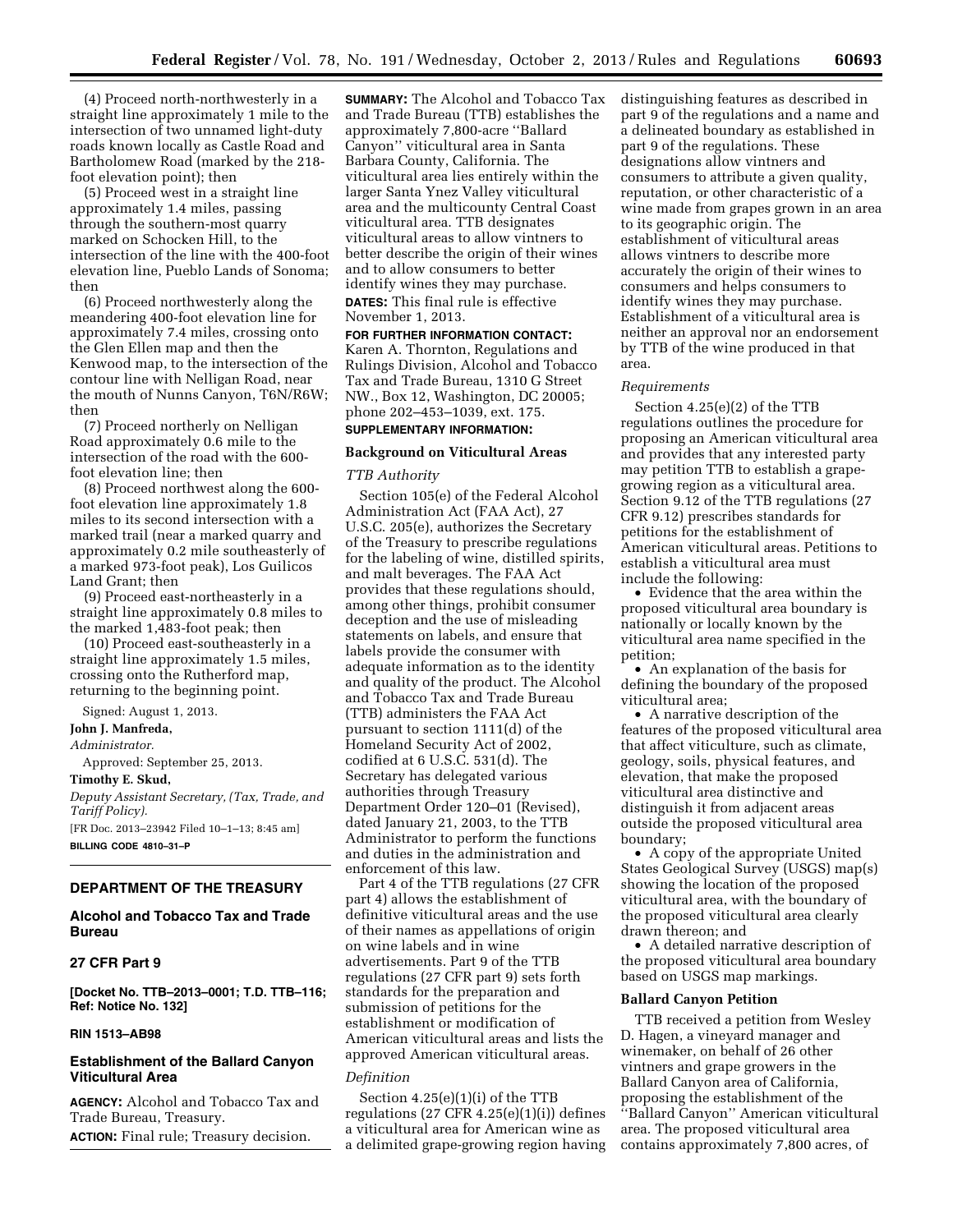(4) Proceed north-northwesterly in a straight line approximately 1 mile to the intersection of two unnamed light-duty roads known locally as Castle Road and Bartholomew Road (marked by the 218-foot elevation point); then

(5) Proceed west in a straight line approximately 1.4 miles, passing through the southern-most quarry marked on Schocken Hill, to the intersection of the line with the 400-foot elevation line, Pueblo Lands of Sonoma; then

(6) Proceed northwesterly along the meandering 400-foot elevation line for approximately 7.4 miles, crossing onto the Glen Ellen map and then the Kenwood map, to the intersection of the contour line with Nelligan Road, near the mouth of Nunns Canyon, T6N/R6W; then

(7) Proceed northerly on Nelligan Road approximately 0.6 mile to the intersection of the road with the 600-foot elevation line; then

(8) Proceed northwest along the 600-foot elevation line approximately 1.8 miles to its second intersection with a marked trail (near a marked quarry and approximately 0.2 mile southeasterly of a marked 973-foot peak), Los Guilicos Land Grant; then

(9) Proceed east-northeasterly in a straight line approximately 0.8 miles to the marked 1,483-foot peak; then

(10) Proceed east-southeasterly in a straight line approximately 1.5 miles, crossing onto the Rutherford map, returning to the beginning point.

Signed: August 1, 2013.

**John J. Manfreda,**

*Administrator.*

Approved: September 25, 2013.

**Timothy E. Skud,**

*Deputy Assistant Secretary, (Tax, Trade, and Tariff Policy).*

[FR Doc. 2013–23942 Filed 10–1–13; 8:45 am]

**BILLING CODE 4810–31–P**

## DEPARTMENT OF THE TREASURY

## Alcohol and Tobacco Tax and Trade Bureau

## 27 CFR Part 9

**[Docket No. TTB–2013–0001; T.D. TTB–116; Ref: Notice No. 132]**

**RIN 1513–AB98**

## Establishment of the Ballard Canyon Viticultural Area

**AGENCY:** Alcohol and Tobacco Tax and Trade Bureau, Treasury.

**ACTION:** Final rule; Treasury decision.

**SUMMARY:** The Alcohol and Tobacco Tax and Trade Bureau (TTB) establishes the approximately 7,800-acre ''Ballard Canyon'' viticultural area in Santa Barbara County, California. The viticultural area lies entirely within the larger Santa Ynez Valley viticultural area and the multicounty Central Coast viticultural area. TTB designates viticultural areas to allow vintners to better describe the origin of their wines and to allow consumers to better identify wines they may purchase.

**DATES:** This final rule is effective November 1, 2013.

**FOR FURTHER INFORMATION CONTACT:** Karen A. Thornton, Regulations and Rulings Division, Alcohol and Tobacco Tax and Trade Bureau, 1310 G Street NW., Box 12, Washington, DC 20005; phone 202–453–1039, ext. 175.

**SUPPLEMENTARY INFORMATION:**

### Background on Viticultural Areas

*TTB Authority*

Section 105(e) of the Federal Alcohol Administration Act (FAA Act), 27 U.S.C. 205(e), authorizes the Secretary of the Treasury to prescribe regulations for the labeling of wine, distilled spirits, and malt beverages. The FAA Act provides that these regulations should, among other things, prohibit consumer deception and the use of misleading statements on labels, and ensure that labels provide the consumer with adequate information as to the identity and quality of the product. The Alcohol and Tobacco Tax and Trade Bureau (TTB) administers the FAA Act pursuant to section 1111(d) of the Homeland Security Act of 2002, codified at 6 U.S.C. 531(d). The Secretary has delegated various authorities through Treasury Department Order 120–01 (Revised), dated January 21, 2003, to the TTB Administrator to perform the functions and duties in the administration and enforcement of this law.

Part 4 of the TTB regulations (27 CFR part 4) allows the establishment of definitive viticultural areas and the use of their names as appellations of origin on wine labels and in wine advertisements. Part 9 of the TTB regulations (27 CFR part 9) sets forth standards for the preparation and submission of petitions for the establishment or modification of American viticultural areas and lists the approved American viticultural areas.

*Definition*

Section 4.25(e)(1)(i) of the TTB regulations (27 CFR 4.25(e)(1)(i)) defines a viticultural area for American wine as a delimited grape-growing region having distinguishing features as described in part 9 of the regulations and a name and a delineated boundary as established in part 9 of the regulations. These designations allow vintners and consumers to attribute a given quality, reputation, or other characteristic of a wine made from grapes grown in an area to its geographic origin. The establishment of viticultural areas allows vintners to describe more accurately the origin of their wines to consumers and helps consumers to identify wines they may purchase. Establishment of a viticultural area is neither an approval nor an endorsement by TTB of the wine produced in that area.

*Requirements*

Section 4.25(e)(2) of the TTB regulations outlines the procedure for proposing an American viticultural area and provides that any interested party may petition TTB to establish a grape-growing region as a viticultural area. Section 9.12 of the TTB regulations (27 CFR 9.12) prescribes standards for petitions for the establishment of American viticultural areas. Petitions to establish a viticultural area must include the following:

- Evidence that the area within the proposed viticultural area boundary is nationally or locally known by the viticultural area name specified in the petition;
- An explanation of the basis for defining the boundary of the proposed viticultural area;
- A narrative description of the features of the proposed viticultural area that affect viticulture, such as climate, geology, soils, physical features, and elevation, that make the proposed viticultural area distinctive and distinguish it from adjacent areas outside the proposed viticultural area boundary;
- A copy of the appropriate United States Geological Survey (USGS) map(s) showing the location of the proposed viticultural area, with the boundary of the proposed viticultural area clearly drawn thereon; and
- A detailed narrative description of the proposed viticultural area boundary based on USGS map markings.

### Ballard Canyon Petition

TTB received a petition from Wesley D. Hagen, a vineyard manager and winemaker, on behalf of 26 other vintners and grape growers in the Ballard Canyon area of California, proposing the establishment of the ''Ballard Canyon'' American viticultural area. The proposed viticultural area contains approximately 7,800 acres, of